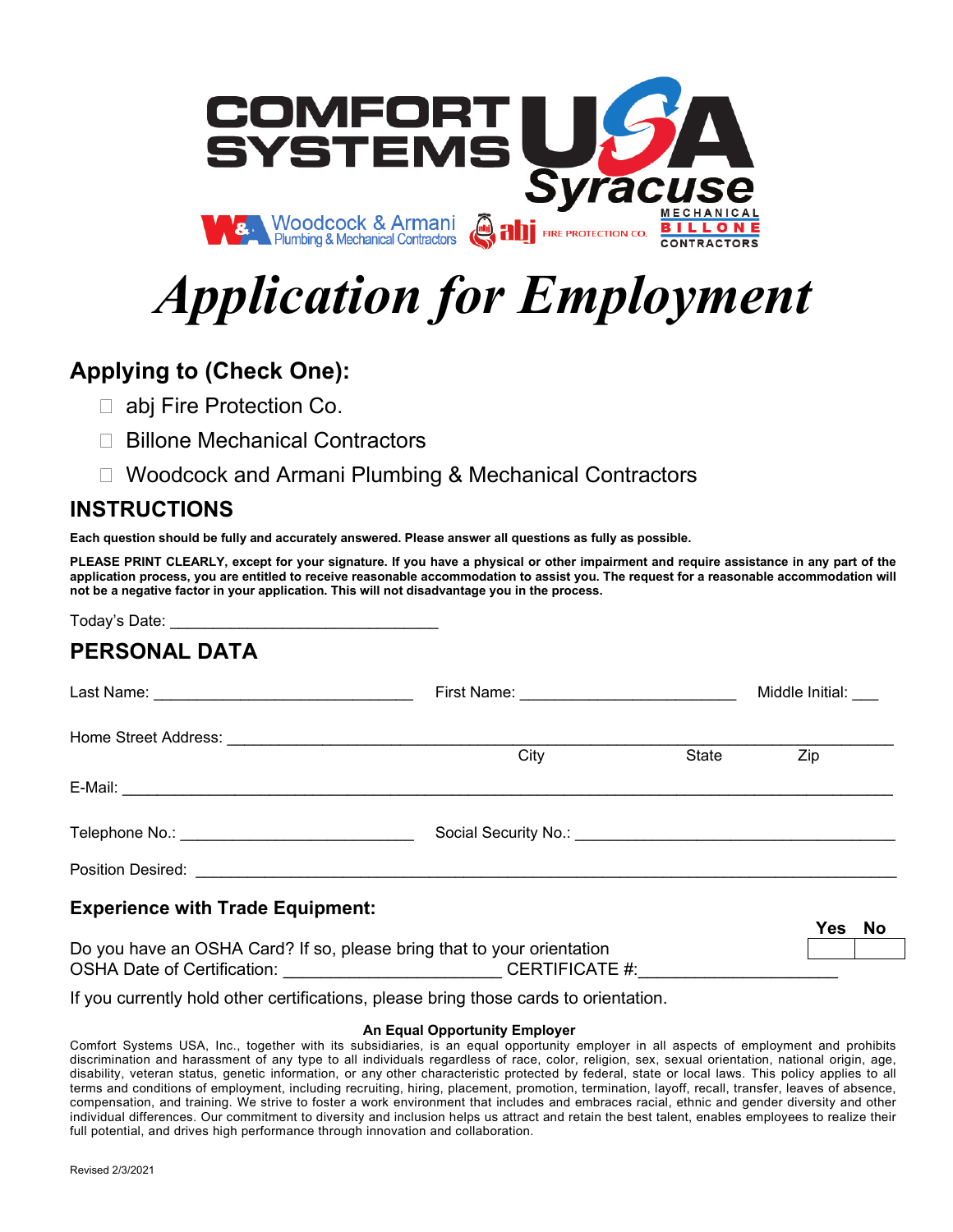COMFORT SYSTEMS USA Syracuse

Woodcock & Armani Plumbing & Mechanical Contractors | abj FIRE PROTECTION CO. | MECHANICAL BILLONE CONTRACTORS

# *Application for Employment*

## Applying to (Check One):

- ☐ abj Fire Protection Co.
- ☐ Billone Mechanical Contractors
- ☐ Woodcock and Armani Plumbing & Mechanical Contractors

## INSTRUCTIONS

**Each question should be fully and accurately answered. Please answer all questions as fully as possible.**

**PLEASE PRINT CLEARLY, except for your signature. If you have a physical or other impairment and require assistance in any part of the application process, you are entitled to receive reasonable accommodation to assist you. The request for a reasonable accommodation will not be a negative factor in your application. This will not disadvantage you in the process.**

Today's Date: ______________________________

## PERSONAL DATA

Last Name: ______________________________ First Name: ________________________ Middle Initial: ___

Home Street Address: ______________________________________________________________________

City State Zip

E-Mail: ____________________________________________________________________________________

Telephone No.: ___________________________ Social Security No.: ____________________________________

Position Desired: ____________________________________________________________________________

### Experience with Trade Equipment:

| | Yes | No |
|---|---|---|
| Do you have an OSHA Card? If so, please bring that to your orientation | | |

OSHA Date of Certification: ______________________ CERTIFICATE #:____________________

If you currently hold other certifications, please bring those cards to orientation.

**An Equal Opportunity Employer**

Comfort Systems USA, Inc., together with its subsidiaries, is an equal opportunity employer in all aspects of employment and prohibits discrimination and harassment of any type to all individuals regardless of race, color, religion, sex, sexual orientation, national origin, age, disability, veteran status, genetic information, or any other characteristic protected by federal, state or local laws. This policy applies to all terms and conditions of employment, including recruiting, hiring, placement, promotion, termination, layoff, recall, transfer, leaves of absence, compensation, and training. We strive to foster a work environment that includes and embraces racial, ethnic and gender diversity and other individual differences. Our commitment to diversity and inclusion helps us attract and retain the best talent, enables employees to realize their full potential, and drives high performance through innovation and collaboration.

Revised 2/3/2021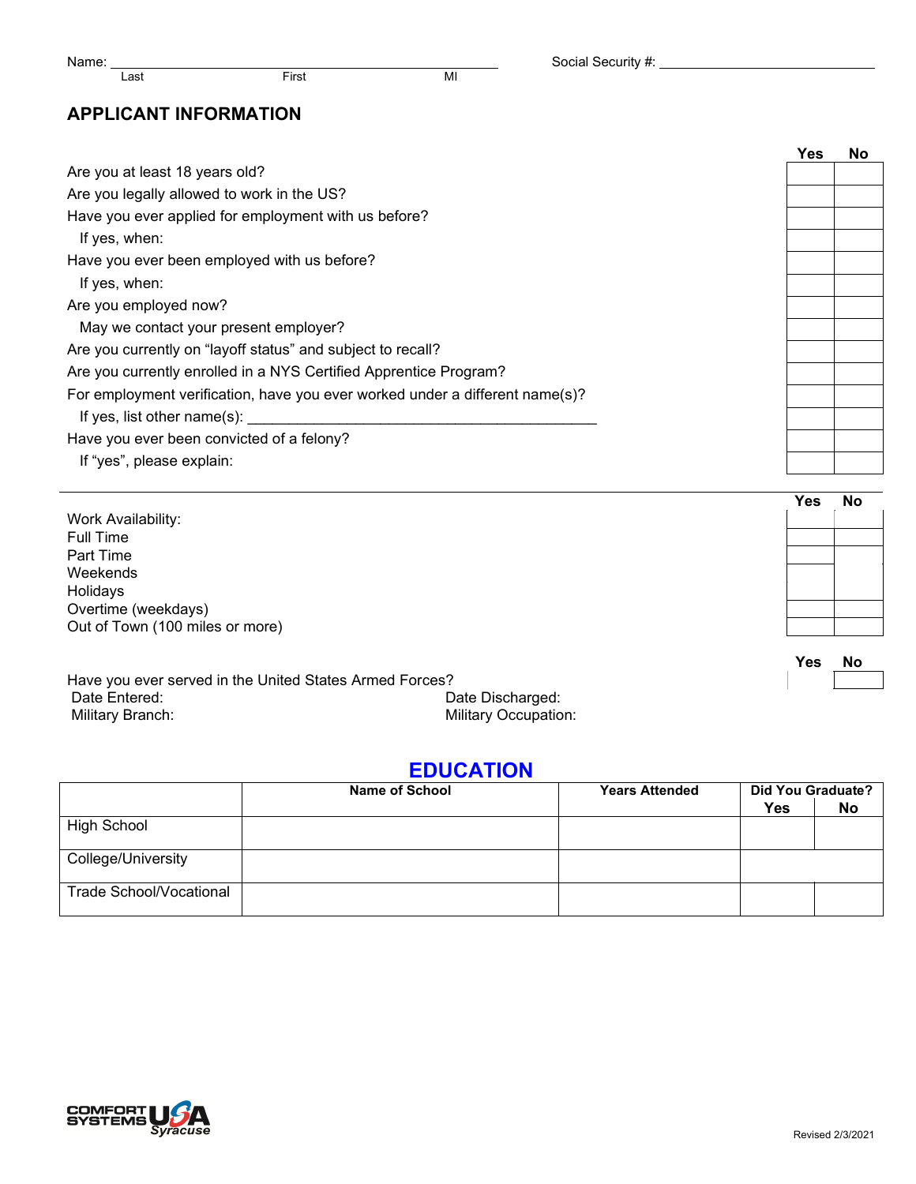Name: ______________________________________________ Social Security #: ____________________________
Last First MI

## APPLICANT INFORMATION

| | Yes | No |
|---|---|---|
| Are you at least 18 years old? | | |
| Are you legally allowed to work in the US? | | |
| Have you ever applied for employment with us before? | | |
| If yes, when: | | |
| Have you ever been employed with us before? | | |
| If yes, when: | | |
| Are you employed now? | | |
| May we contact your present employer? | | |
| Are you currently on "layoff status" and subject to recall? | | |
| Are you currently enrolled in a NYS Certified Apprentice Program? | | |
| For employment verification, have you ever worked under a different name(s)? | | |
| If yes, list other name(s): ___________________________________________ | | |
| Have you ever been convicted of a felony? | | |
| If "yes", please explain: | | |

| Work Availability: | Yes | No |
|---|---|---|
| Full Time | | |
| Part Time | | |
| Weekends | | |
| Holidays | | |
| Overtime (weekdays) | | |
| Out of Town (100 miles or more) | | |

| | Yes | No |
|---|---|---|
| Have you ever served in the United States Armed Forces? | | |

Date Entered: Date Discharged:

Military Branch: Military Occupation:

## EDUCATION

| | Name of School | Years Attended | Did You Graduate? Yes | No |
|---|---|---|---|---|
| High School | | | | |
| College/University | | | | |
| Trade School/Vocational | | | | |

Revised 2/3/2021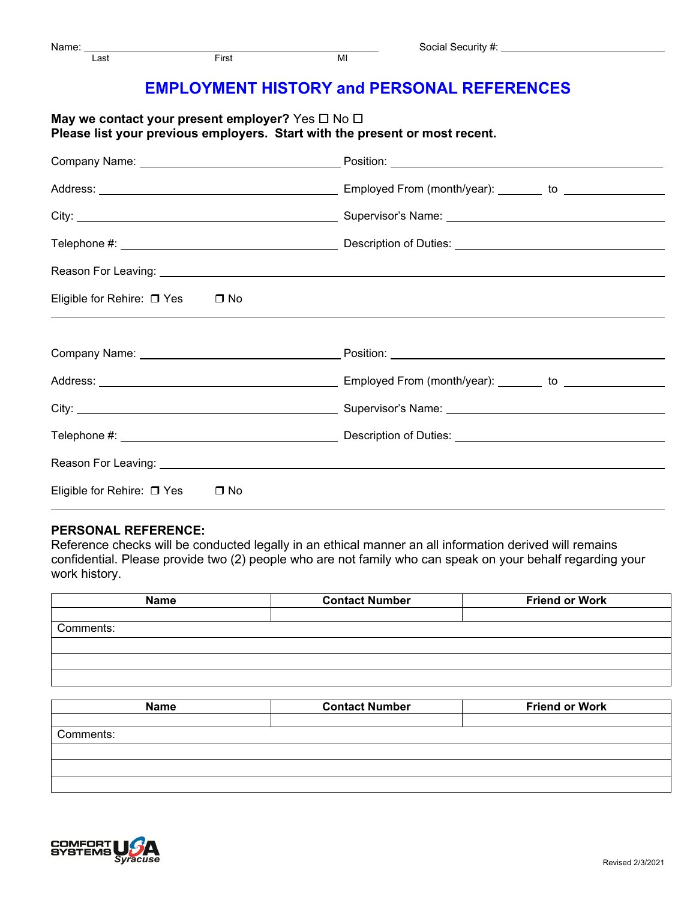Name: ______________________________________________ Social Security #: ______________________
Last First MI

# EMPLOYMENT HISTORY and PERSONAL REFERENCES

**May we contact your present employer?** Yes ☐ No ☐
**Please list your previous employers. Start with the present or most recent.**

Company Name: ______________________ Position: ______________________

Address: ______________________ Employed From (month/year): ________ to ____________

City: ______________________ Supervisor's Name: ______________________

Telephone #: ______________________ Description of Duties: ______________________

Reason For Leaving: ______________________________________________

Eligible for Rehire: ☐ Yes ☐ No

---

Company Name: ______________________ Position: ______________________

Address: ______________________ Employed From (month/year): ________ to ____________

City: ______________________ Supervisor's Name: ______________________

Telephone #: ______________________ Description of Duties: ______________________

Reason For Leaving: ______________________________________________

Eligible for Rehire: ☐ Yes ☐ No

---

**PERSONAL REFERENCE:**
Reference checks will be conducted legally in an ethical manner an all information derived will remains confidential. Please provide two (2) people who are not family who can speak on your behalf regarding your work history.

| Name | Contact Number | Friend or Work |
|---|---|---|
| | | |
| Comments: | | |
| | | |
| | | |
| | | |

| Name | Contact Number | Friend or Work |
|---|---|---|
| | | |
| Comments: | | |
| | | |
| | | |
| | | |

COMFORT SYSTEMS USA Syracuse

Revised 2/3/2021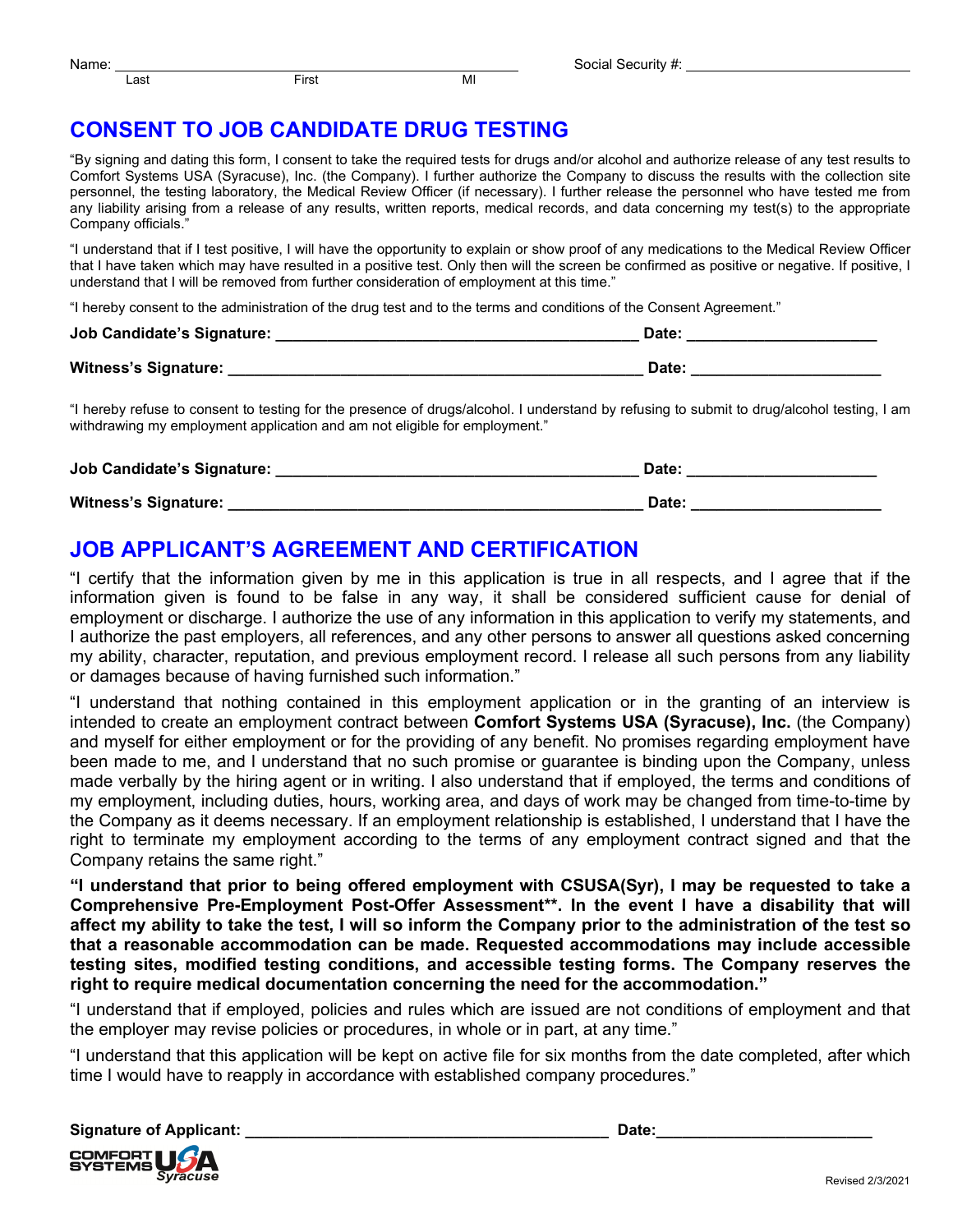Name: \_\_\_\_\_\_\_\_\_\_\_\_\_\_\_\_\_\_\_\_\_\_\_\_\_\_\_\_\_\_\_\_\_\_\_\_\_\_\_\_\_\_\_\_\_\_\_\_ Social Security #: \_\_\_\_\_\_\_\_\_\_\_\_\_\_\_\_\_\_\_\_\_\_\_\_\_\_\_\_

Last First MI

## CONSENT TO JOB CANDIDATE DRUG TESTING

"By signing and dating this form, I consent to take the required tests for drugs and/or alcohol and authorize release of any test results to Comfort Systems USA (Syracuse), Inc. (the Company). I further authorize the Company to discuss the results with the collection site personnel, the testing laboratory, the Medical Review Officer (if necessary). I further release the personnel who have tested me from any liability arising from a release of any results, written reports, medical records, and data concerning my test(s) to the appropriate Company officials."

"I understand that if I test positive, I will have the opportunity to explain or show proof of any medications to the Medical Review Officer that I have taken which may have resulted in a positive test. Only then will the screen be confirmed as positive or negative. If positive, I understand that I will be removed from further consideration of employment at this time."

"I hereby consent to the administration of the drug test and to the terms and conditions of the Consent Agreement."

**Job Candidate's Signature: \_\_\_\_\_\_\_\_\_\_\_\_\_\_\_\_\_\_\_\_\_\_\_\_\_\_\_\_\_\_\_\_\_\_\_\_\_\_\_\_\_\_ Date: \_\_\_\_\_\_\_\_\_\_\_\_\_\_\_\_\_\_\_\_\_\_**

**Witness's Signature: \_\_\_\_\_\_\_\_\_\_\_\_\_\_\_\_\_\_\_\_\_\_\_\_\_\_\_\_\_\_\_\_\_\_\_\_\_\_\_\_\_\_\_\_\_\_\_\_ Date: \_\_\_\_\_\_\_\_\_\_\_\_\_\_\_\_\_\_\_\_\_\_**

"I hereby refuse to consent to testing for the presence of drugs/alcohol. I understand by refusing to submit to drug/alcohol testing, I am withdrawing my employment application and am not eligible for employment."

**Job Candidate's Signature: \_\_\_\_\_\_\_\_\_\_\_\_\_\_\_\_\_\_\_\_\_\_\_\_\_\_\_\_\_\_\_\_\_\_\_\_\_\_\_\_\_\_ Date: \_\_\_\_\_\_\_\_\_\_\_\_\_\_\_\_\_\_\_\_\_\_**

**Witness's Signature: \_\_\_\_\_\_\_\_\_\_\_\_\_\_\_\_\_\_\_\_\_\_\_\_\_\_\_\_\_\_\_\_\_\_\_\_\_\_\_\_\_\_\_\_\_\_\_\_ Date: \_\_\_\_\_\_\_\_\_\_\_\_\_\_\_\_\_\_\_\_\_\_**

## JOB APPLICANT'S AGREEMENT AND CERTIFICATION

"I certify that the information given by me in this application is true in all respects, and I agree that if the information given is found to be false in any way, it shall be considered sufficient cause for denial of employment or discharge. I authorize the use of any information in this application to verify my statements, and I authorize the past employers, all references, and any other persons to answer all questions asked concerning my ability, character, reputation, and previous employment record. I release all such persons from any liability or damages because of having furnished such information."

"I understand that nothing contained in this employment application or in the granting of an interview is intended to create an employment contract between **Comfort Systems USA (Syracuse), Inc.** (the Company) and myself for either employment or for the providing of any benefit. No promises regarding employment have been made to me, and I understand that no such promise or guarantee is binding upon the Company, unless made verbally by the hiring agent or in writing. I also understand that if employed, the terms and conditions of my employment, including duties, hours, working area, and days of work may be changed from time-to-time by the Company as it deems necessary. If an employment relationship is established, I understand that I have the right to terminate my employment according to the terms of any employment contract signed and that the Company retains the same right."

**"I understand that prior to being offered employment with CSUSA(Syr), I may be requested to take a Comprehensive Pre-Employment Post-Offer Assessment\*\*. In the event I have a disability that will affect my ability to take the test, I will so inform the Company prior to the administration of the test so that a reasonable accommodation can be made. Requested accommodations may include accessible testing sites, modified testing conditions, and accessible testing forms. The Company reserves the right to require medical documentation concerning the need for the accommodation."**

"I understand that if employed, policies and rules which are issued are not conditions of employment and that the employer may revise policies or procedures, in whole or in part, at any time."

"I understand that this application will be kept on active file for six months from the date completed, after which time I would have to reapply in accordance with established company procedures."

**Signature of Applicant: \_\_\_\_\_\_\_\_\_\_\_\_\_\_\_\_\_\_\_\_\_\_\_\_\_\_\_\_\_\_\_\_\_\_\_\_\_\_\_\_\_\_ Date:\_\_\_\_\_\_\_\_\_\_\_\_\_\_\_\_\_\_\_\_\_\_\_\_\_**

COMFORT SYSTEMS USA Syracuse

Revised 2/3/2021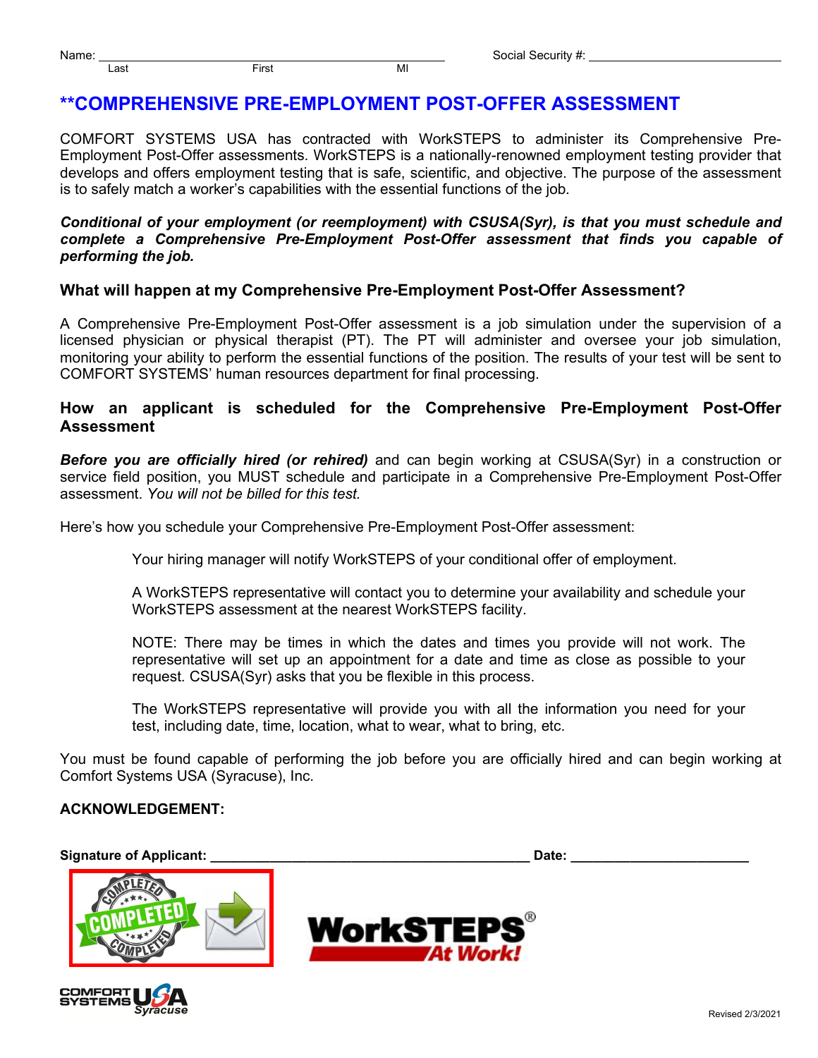Name: ______________________________________________ Social Security #: ______________________

Last First MI

## **COMPREHENSIVE PRE-EMPLOYMENT POST-OFFER ASSESSMENT

COMFORT SYSTEMS USA has contracted with WorkSTEPS to administer its Comprehensive Pre-Employment Post-Offer assessments. WorkSTEPS is a nationally-renowned employment testing provider that develops and offers employment testing that is safe, scientific, and objective. The purpose of the assessment is to safely match a worker's capabilities with the essential functions of the job.

***Conditional of your employment (or reemployment) with CSUSA(Syr), is that you must schedule and complete a Comprehensive Pre-Employment Post-Offer assessment that finds you capable of performing the job.***

### What will happen at my Comprehensive Pre-Employment Post-Offer Assessment?

A Comprehensive Pre-Employment Post-Offer assessment is a job simulation under the supervision of a licensed physician or physical therapist (PT). The PT will administer and oversee your job simulation, monitoring your ability to perform the essential functions of the position. The results of your test will be sent to COMFORT SYSTEMS' human resources department for final processing.

### How an applicant is scheduled for the Comprehensive Pre-Employment Post-Offer Assessment

***Before you are officially hired (or rehired)*** and can begin working at CSUSA(Syr) in a construction or service field position, you MUST schedule and participate in a Comprehensive Pre-Employment Post-Offer assessment. *You will not be billed for this test.*

Here's how you schedule your Comprehensive Pre-Employment Post-Offer assessment:

> Your hiring manager will notify WorkSTEPS of your conditional offer of employment.
>
> A WorkSTEPS representative will contact you to determine your availability and schedule your WorkSTEPS assessment at the nearest WorkSTEPS facility.
>
> NOTE: There may be times in which the dates and times you provide will not work. The representative will set up an appointment for a date and time as close as possible to your request. CSUSA(Syr) asks that you be flexible in this process.
>
> The WorkSTEPS representative will provide you with all the information you need for your test, including date, time, location, what to wear, what to bring, etc.

You must be found capable of performing the job before you are officially hired and can begin working at Comfort Systems USA (Syracuse), Inc.

**ACKNOWLEDGEMENT:**

**Signature of Applicant:** ____________________________________ **Date:** ____________________

Revised 2/3/2021